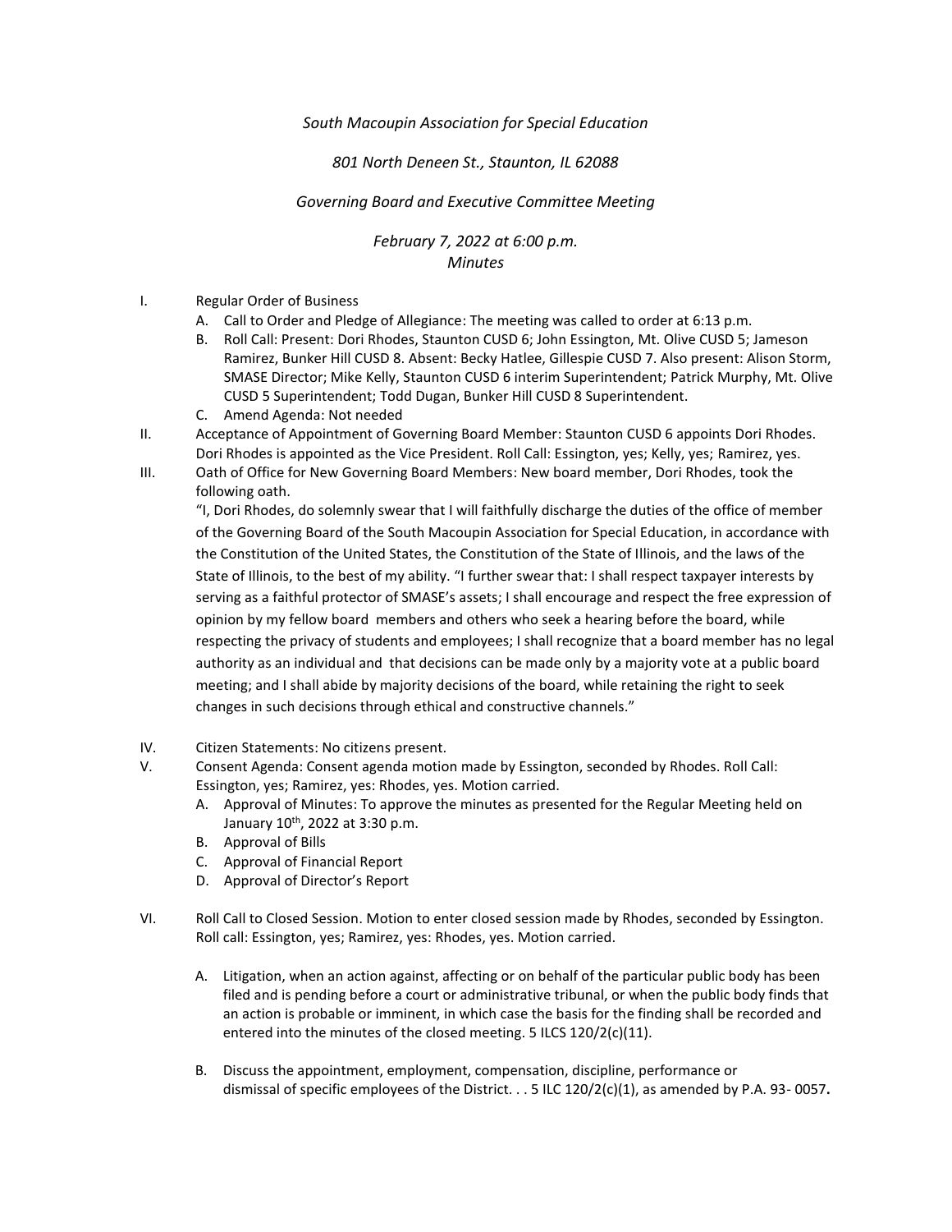*South Macoupin Association for Special Education*

*801 North Deneen St., Staunton, IL 62088*

*Governing Board and Executive Committee Meeting*

*February 7, 2022 at 6:00 p.m.*
*Minutes*

I. Regular Order of Business
   A. Call to Order and Pledge of Allegiance: The meeting was called to order at 6:13 p.m.
   B. Roll Call: Present: Dori Rhodes, Staunton CUSD 6; John Essington, Mt. Olive CUSD 5; Jameson Ramirez, Bunker Hill CUSD 8. Absent: Becky Hatlee, Gillespie CUSD 7. Also present: Alison Storm, SMASE Director; Mike Kelly, Staunton CUSD 6 interim Superintendent; Patrick Murphy, Mt. Olive CUSD 5 Superintendent; Todd Dugan, Bunker Hill CUSD 8 Superintendent.
   C. Amend Agenda: Not needed

II. Acceptance of Appointment of Governing Board Member: Staunton CUSD 6 appoints Dori Rhodes. Dori Rhodes is appointed as the Vice President. Roll Call: Essington, yes; Kelly, yes; Ramirez, yes.

III. Oath of Office for New Governing Board Members: New board member, Dori Rhodes, took the following oath.
   "I, Dori Rhodes, do solemnly swear that I will faithfully discharge the duties of the office of member of the Governing Board of the South Macoupin Association for Special Education, in accordance with the Constitution of the United States, the Constitution of the State of Illinois, and the laws of the State of Illinois, to the best of my ability. "I further swear that: I shall respect taxpayer interests by serving as a faithful protector of SMASE's assets; I shall encourage and respect the free expression of opinion by my fellow board members and others who seek a hearing before the board, while respecting the privacy of students and employees; I shall recognize that a board member has no legal authority as an individual and that decisions can be made only by a majority vote at a public board meeting; and I shall abide by majority decisions of the board, while retaining the right to seek changes in such decisions through ethical and constructive channels."

IV. Citizen Statements: No citizens present.

V. Consent Agenda: Consent agenda motion made by Essington, seconded by Rhodes. Roll Call: Essington, yes; Ramirez, yes: Rhodes, yes. Motion carried.
   A. Approval of Minutes: To approve the minutes as presented for the Regular Meeting held on January 10th, 2022 at 3:30 p.m.
   B. Approval of Bills
   C. Approval of Financial Report
   D. Approval of Director's Report

VI. Roll Call to Closed Session. Motion to enter closed session made by Rhodes, seconded by Essington. Roll call: Essington, yes; Ramirez, yes: Rhodes, yes. Motion carried.

   A. Litigation, when an action against, affecting or on behalf of the particular public body has been filed and is pending before a court or administrative tribunal, or when the public body finds that an action is probable or imminent, in which case the basis for the finding shall be recorded and entered into the minutes of the closed meeting. 5 ILCS 120/2(c)(11).

   B. Discuss the appointment, employment, compensation, discipline, performance or dismissal of specific employees of the District. . . 5 ILC 120/2(c)(1), as amended by P.A. 93- 0057**.**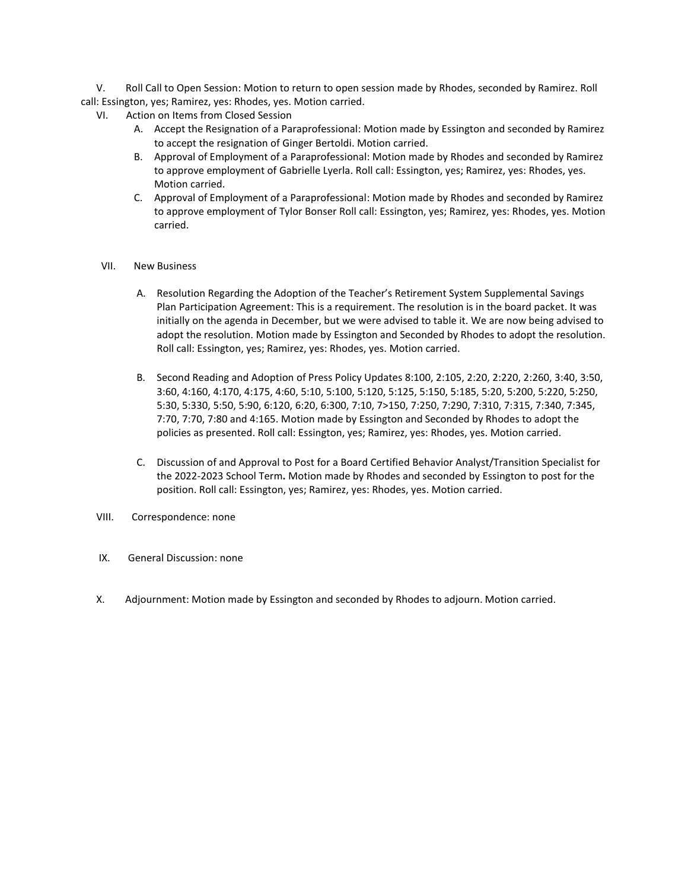V. Roll Call to Open Session: Motion to return to open session made by Rhodes, seconded by Ramirez. Roll call: Essington, yes; Ramirez, yes: Rhodes, yes. Motion carried.

VI. Action on Items from Closed Session

A. Accept the Resignation of a Paraprofessional: Motion made by Essington and seconded by Ramirez to accept the resignation of Ginger Bertoldi. Motion carried.

B. Approval of Employment of a Paraprofessional: Motion made by Rhodes and seconded by Ramirez to approve employment of Gabrielle Lyerla. Roll call: Essington, yes; Ramirez, yes: Rhodes, yes. Motion carried.

C. Approval of Employment of a Paraprofessional: Motion made by Rhodes and seconded by Ramirez to approve employment of Tylor Bonser Roll call: Essington, yes; Ramirez, yes: Rhodes, yes. Motion carried.

VII. New Business

A. Resolution Regarding the Adoption of the Teacher's Retirement System Supplemental Savings Plan Participation Agreement: This is a requirement. The resolution is in the board packet. It was initially on the agenda in December, but we were advised to table it. We are now being advised to adopt the resolution. Motion made by Essington and Seconded by Rhodes to adopt the resolution. Roll call: Essington, yes; Ramirez, yes: Rhodes, yes. Motion carried.

B. Second Reading and Adoption of Press Policy Updates 8:100, 2:105, 2:20, 2:220, 2:260, 3:40, 3:50, 3:60, 4:160, 4:170, 4:175, 4:60, 5:10, 5:100, 5:120, 5:125, 5:150, 5:185, 5:20, 5:200, 5:220, 5:250, 5:30, 5:330, 5:50, 5:90, 6:120, 6:20, 6:300, 7:10, 7>150, 7:250, 7:290, 7:310, 7:315, 7:340, 7:345, 7:70, 7:70, 7:80 and 4:165. Motion made by Essington and Seconded by Rhodes to adopt the policies as presented. Roll call: Essington, yes; Ramirez, yes: Rhodes, yes. Motion carried.

C. Discussion of and Approval to Post for a Board Certified Behavior Analyst/Transition Specialist for the 2022-2023 School Term**.** Motion made by Rhodes and seconded by Essington to post for the position. Roll call: Essington, yes; Ramirez, yes: Rhodes, yes. Motion carried.

VIII. Correspondence: none

IX. General Discussion: none

X. Adjournment: Motion made by Essington and seconded by Rhodes to adjourn. Motion carried.